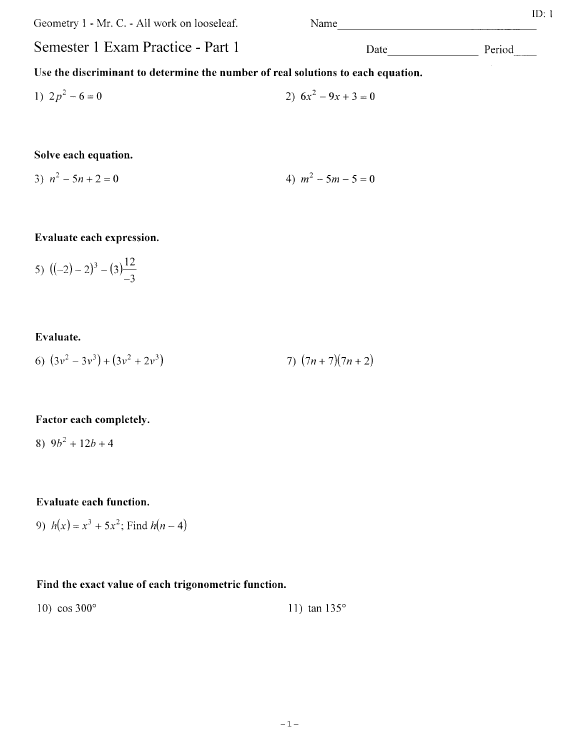Geometry 1 - Mr. C. - All work on looseleaf.

Name\_\_\_\_\_\_\_\_\_\_\_\_\_\_\_\_\_\_\_\_\_\_\_\_\_\_\_\_\_\_\_\_

ID: 1

# Semester 1 Exam Practice - Part 1

Date\_\_\_\_\_\_\_\_\_\_\_\_\_\_\_\_ Period\_\_\_\_

**Use the discriminant to determine the number of real solutions to each equation.**

1) $2p^2 - 6 = 0$

2) $6x^2 - 9x + 3 = 0$

**Solve each equation.**

3) $n^2 - 5n + 2 = 0$

4) $m^2 - 5m - 5 = 0$

**Evaluate each expression.**

5) $((-2) - 2)^3 - (3)\frac{12}{-3}$

**Evaluate.**

6) $(3v^2 - 3v^3) + (3v^2 + 2v^3)$

7) $(7n + 7)(7n + 2)$

**Factor each completely.**

8) $9b^2 + 12b + 4$

**Evaluate each function.**

9) $h(x) = x^3 + 5x^2$; Find $h(n - 4)$

**Find the exact value of each trigonometric function.**

10) $\cos 300°$

11) $\tan 135°$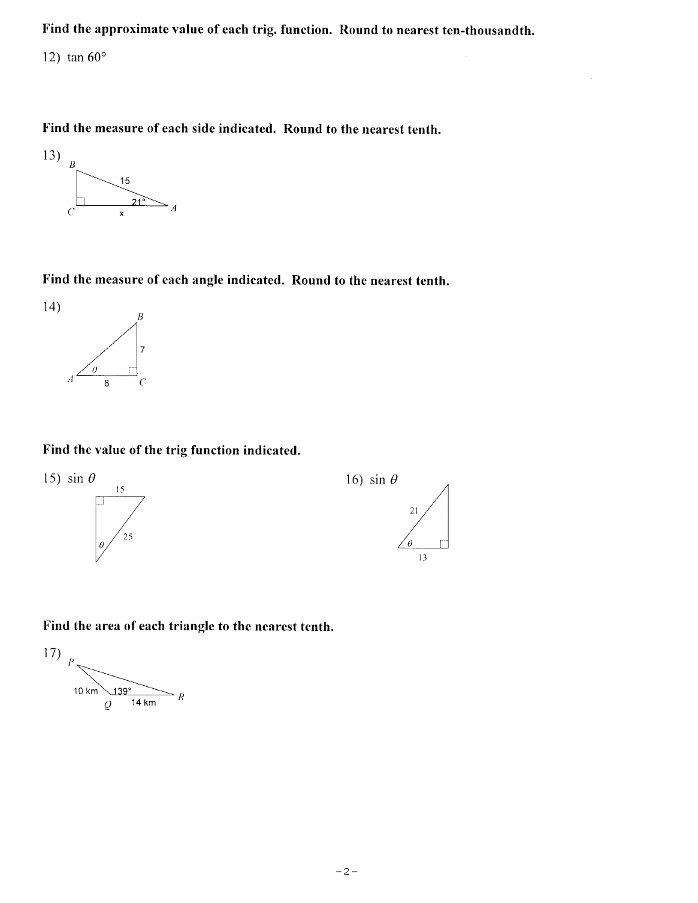**Find the approximate value of each trig. function. Round to nearest ten-thousandth.**

12) $\tan 60°$

**Find the measure of each side indicated. Round to the nearest tenth.**

13) B, 15, 21°, A, C, x

**Find the measure of each angle indicated. Round to the nearest tenth.**

14) B, 7, $\theta$, A, 8, C

**Find the value of the trig function indicated.**

15) $\sin \theta$

15, 25, $\theta$

16) $\sin \theta$

21, $\theta$, 13

**Find the area of each triangle to the nearest tenth.**

17) P, 10 km, 139°, Q, 14 km, R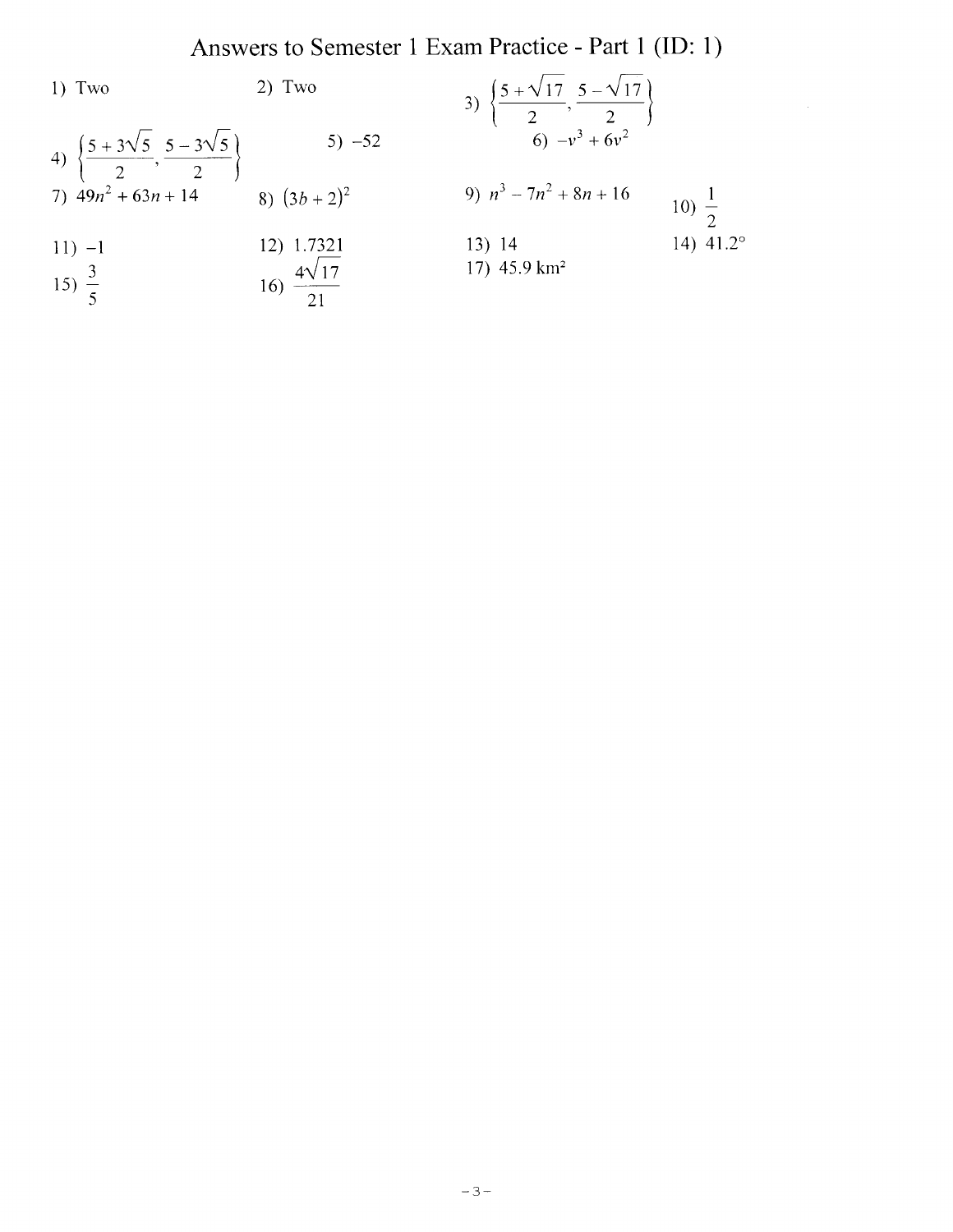# Answers to Semester 1 Exam Practice - Part 1 (ID: 1)

1) Two

2) Two

3) $\left\{\dfrac{5+\sqrt{17}}{2}, \dfrac{5-\sqrt{17}}{2}\right\}$

4) $\left\{\dfrac{5+3\sqrt{5}}{2}, \dfrac{5-3\sqrt{5}}{2}\right\}$

5) $-52$

6) $-v^3 + 6v^2$

7) $49n^2 + 63n + 14$

8) $(3b + 2)^2$

9) $n^3 - 7n^2 + 8n + 16$

10) $\dfrac{1}{2}$

11) $-1$

12) 1.7321

13) 14

14) 41.2°

15) $\dfrac{3}{5}$

16) $\dfrac{4\sqrt{17}}{21}$

17) 45.9 km²